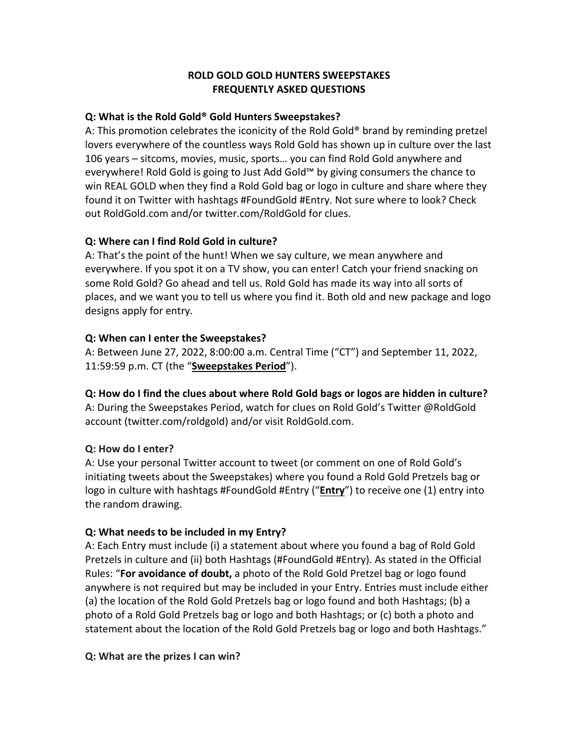# ROLD GOLD GOLD HUNTERS SWEEPSTAKES
# FREQUENTLY ASKED QUESTIONS

**Q: What is the Rold Gold® Gold Hunters Sweepstakes?**

A: This promotion celebrates the iconicity of the Rold Gold® brand by reminding pretzel lovers everywhere of the countless ways Rold Gold has shown up in culture over the last 106 years – sitcoms, movies, music, sports… you can find Rold Gold anywhere and everywhere! Rold Gold is going to Just Add Gold™ by giving consumers the chance to win REAL GOLD when they find a Rold Gold bag or logo in culture and share where they found it on Twitter with hashtags #FoundGold #Entry. Not sure where to look? Check out RoldGold.com and/or twitter.com/RoldGold for clues.

**Q: Where can I find Rold Gold in culture?**

A: That's the point of the hunt! When we say culture, we mean anywhere and everywhere. If you spot it on a TV show, you can enter! Catch your friend snacking on some Rold Gold? Go ahead and tell us. Rold Gold has made its way into all sorts of places, and we want you to tell us where you find it. Both old and new package and logo designs apply for entry.

**Q: When can I enter the Sweepstakes?**

A: Between June 27, 2022, 8:00:00 a.m. Central Time ("CT") and September 11, 2022, 11:59:59 p.m. CT (the "**Sweepstakes Period**").

**Q: How do I find the clues about where Rold Gold bags or logos are hidden in culture?**

A: During the Sweepstakes Period, watch for clues on Rold Gold's Twitter @RoldGold account (twitter.com/roldgold) and/or visit RoldGold.com.

**Q: How do I enter?**

A: Use your personal Twitter account to tweet (or comment on one of Rold Gold's initiating tweets about the Sweepstakes) where you found a Rold Gold Pretzels bag or logo in culture with hashtags #FoundGold #Entry ("**Entry**") to receive one (1) entry into the random drawing.

**Q: What needs to be included in my Entry?**

A: Each Entry must include (i) a statement about where you found a bag of Rold Gold Pretzels in culture and (ii) both Hashtags (#FoundGold #Entry). As stated in the Official Rules: "**For avoidance of doubt,** a photo of the Rold Gold Pretzel bag or logo found anywhere is not required but may be included in your Entry. Entries must include either (a) the location of the Rold Gold Pretzels bag or logo found and both Hashtags; (b) a photo of a Rold Gold Pretzels bag or logo and both Hashtags; or (c) both a photo and statement about the location of the Rold Gold Pretzels bag or logo and both Hashtags."

**Q: What are the prizes I can win?**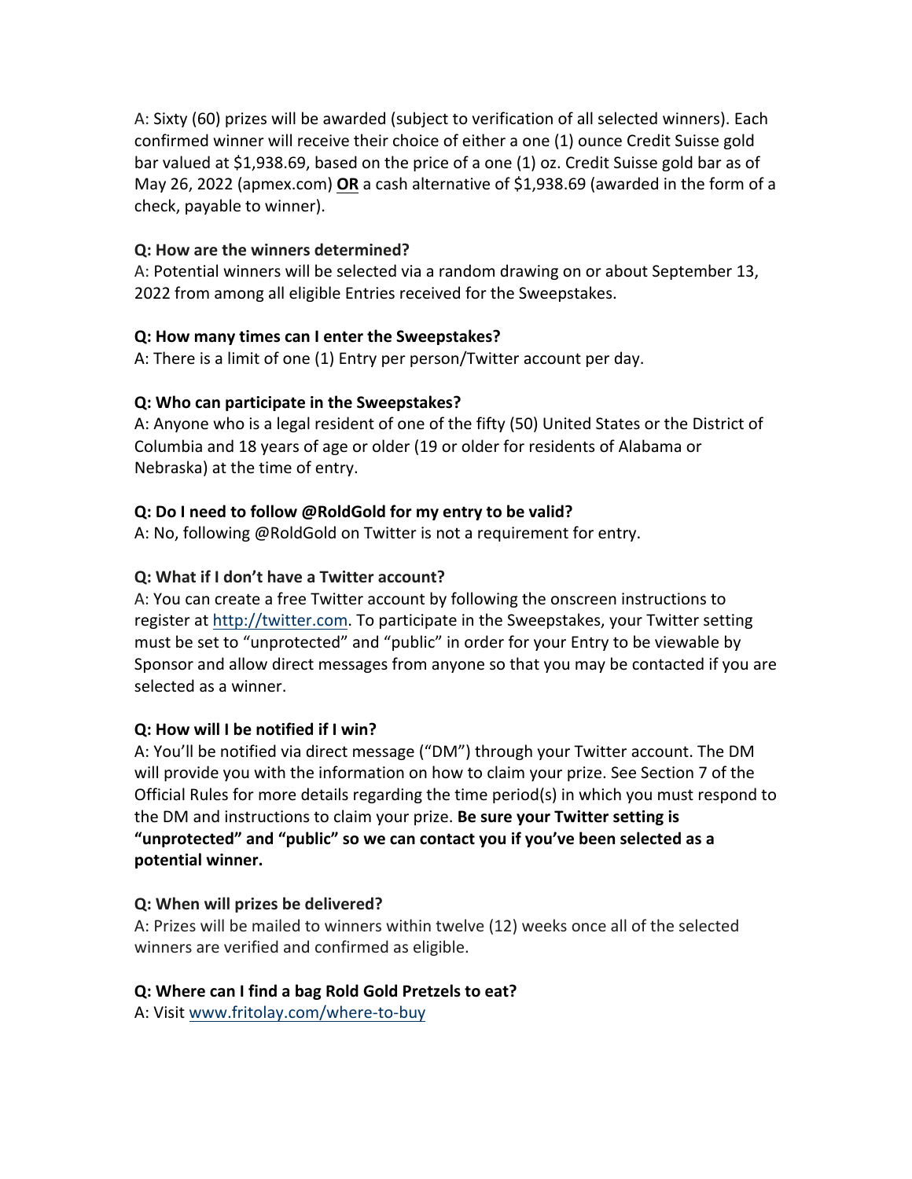A: Sixty (60) prizes will be awarded (subject to verification of all selected winners). Each confirmed winner will receive their choice of either a one (1) ounce Credit Suisse gold bar valued at $1,938.69, based on the price of a one (1) oz. Credit Suisse gold bar as of May 26, 2022 (apmex.com) **OR** a cash alternative of $1,938.69 (awarded in the form of a check, payable to winner).

**Q: How are the winners determined?**
A: Potential winners will be selected via a random drawing on or about September 13, 2022 from among all eligible Entries received for the Sweepstakes.

**Q: How many times can I enter the Sweepstakes?**
A: There is a limit of one (1) Entry per person/Twitter account per day.

**Q: Who can participate in the Sweepstakes?**
A: Anyone who is a legal resident of one of the fifty (50) United States or the District of Columbia and 18 years of age or older (19 or older for residents of Alabama or Nebraska) at the time of entry.

**Q: Do I need to follow @RoldGold for my entry to be valid?**
A: No, following @RoldGold on Twitter is not a requirement for entry.

**Q: What if I don't have a Twitter account?**
A: You can create a free Twitter account by following the onscreen instructions to register at http://twitter.com. To participate in the Sweepstakes, your Twitter setting must be set to "unprotected" and "public" in order for your Entry to be viewable by Sponsor and allow direct messages from anyone so that you may be contacted if you are selected as a winner.

**Q: How will I be notified if I win?**
A: You'll be notified via direct message ("DM") through your Twitter account. The DM will provide you with the information on how to claim your prize. See Section 7 of the Official Rules for more details regarding the time period(s) in which you must respond to the DM and instructions to claim your prize. **Be sure your Twitter setting is "unprotected" and "public" so we can contact you if you've been selected as a potential winner.**

**Q: When will prizes be delivered?**
A: Prizes will be mailed to winners within twelve (12) weeks once all of the selected winners are verified and confirmed as eligible.

**Q: Where can I find a bag Rold Gold Pretzels to eat?**
A: Visit www.fritolay.com/where-to-buy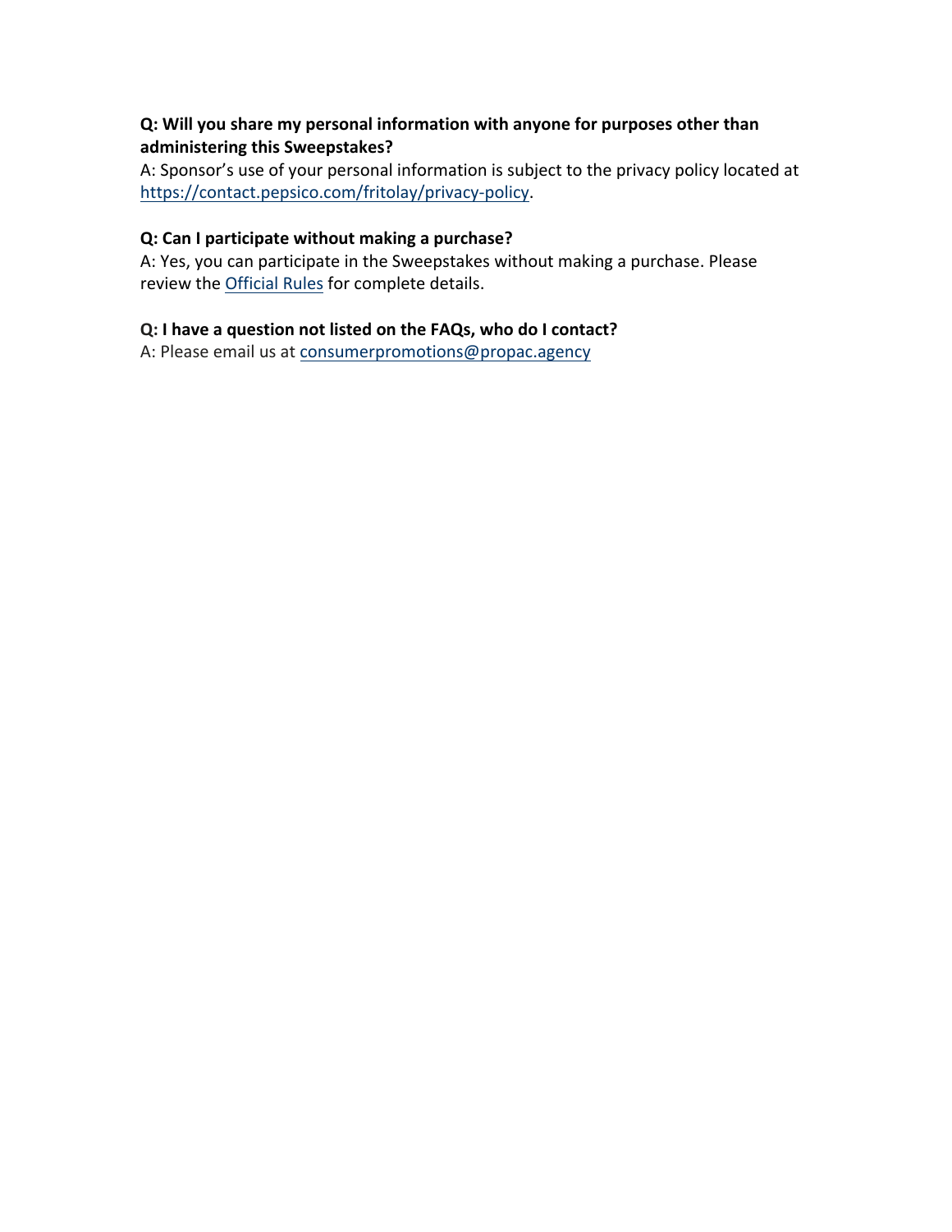**Q: Will you share my personal information with anyone for purposes other than administering this Sweepstakes?**
A: Sponsor's use of your personal information is subject to the privacy policy located at https://contact.pepsico.com/fritolay/privacy-policy.

**Q: Can I participate without making a purchase?**
A: Yes, you can participate in the Sweepstakes without making a purchase. Please review the Official Rules for complete details.

**Q: I have a question not listed on the FAQs, who do I contact?**
A: Please email us at consumerpromotions@propac.agency